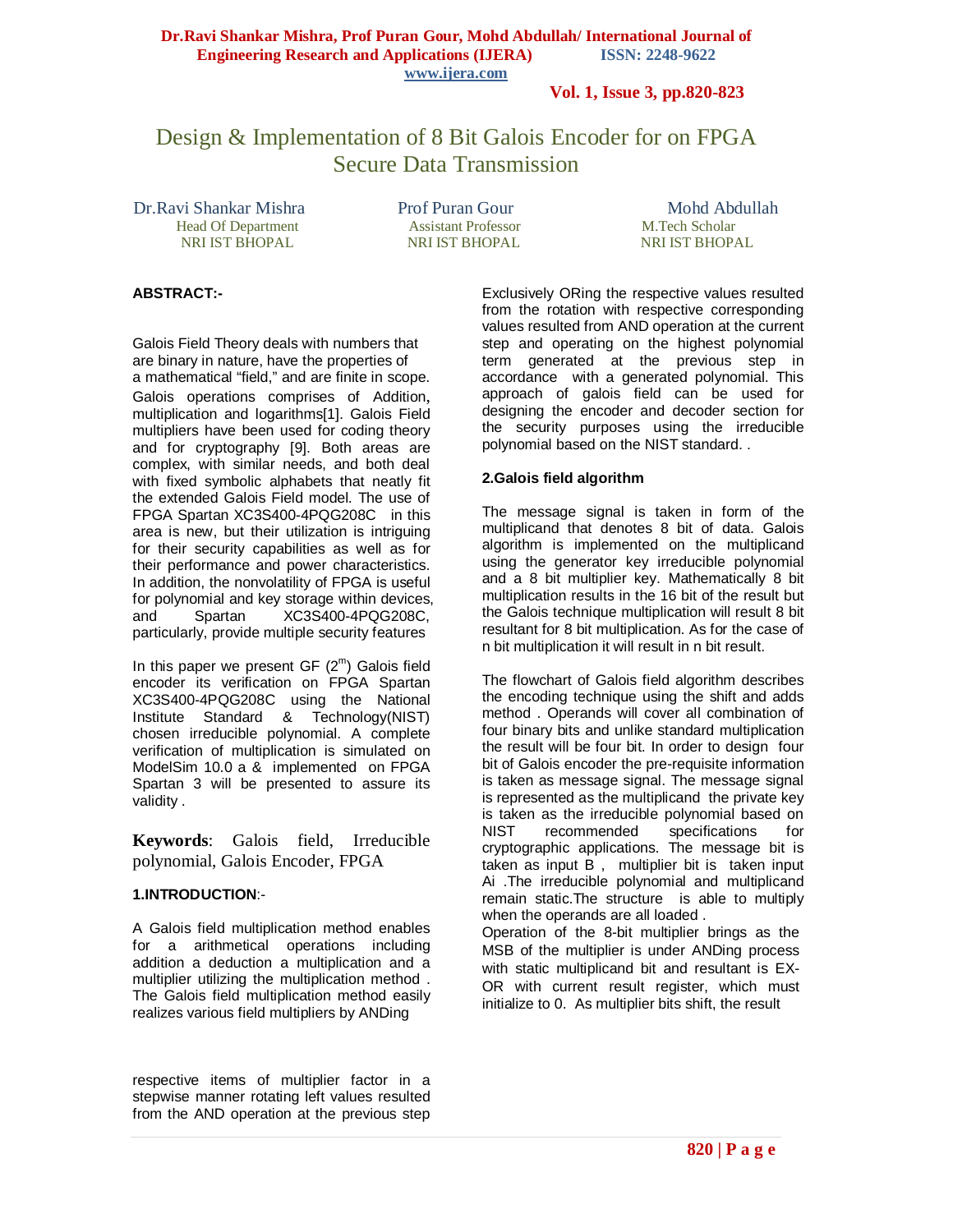# Design & Implementation of 8 Bit Galois Encoder for on FPGA Secure Data Transmission

Dr.Ravi Shankar Mishra
Head Of Department
NRI IST BHOPAL

Prof Puran Gour
Assistant Professor
NRI IST BHOPAL

Mohd Abdullah
M.Tech Scholar
NRI IST BHOPAL

**ABSTRACT:-**

Galois Field Theory deals with numbers that are binary in nature, have the properties of a mathematical "field," and are finite in scope. Galois operations comprises of Addition, multiplication and logarithms[1]. Galois Field multipliers have been used for coding theory and for cryptography [9]. Both areas are complex, with similar needs, and both deal with fixed symbolic alphabets that neatly fit the extended Galois Field model. The use of FPGA Spartan XC3S400-4PQG208C in this area is new, but their utilization is intriguing for their security capabilities as well as for their performance and power characteristics. In addition, the nonvolatility of FPGA is useful for polynomial and key storage within devices, and Spartan XC3S400-4PQG208C, particularly, provide multiple security features

In this paper we present GF ($2^m$) Galois field encoder its verification on FPGA Spartan XC3S400-4PQG208C using the National Institute Standard & Technology(NIST) chosen irreducible polynomial. A complete verification of multiplication is simulated on ModelSim 10.0 a & implemented on FPGA Spartan 3 will be presented to assure its validity .

**Keywords**: Galois field, Irreducible polynomial, Galois Encoder, FPGA

## 1.INTRODUCTION:-

A Galois field multiplication method enables for a arithmetical operations including addition a deduction a multiplication and a multiplier utilizing the multiplication method . The Galois field multiplication method easily realizes various field multipliers by ANDing respective items of multiplier factor in a stepwise manner rotating left values resulted from the AND operation at the previous step Exclusively ORing the respective values resulted from the rotation with respective corresponding values resulted from AND operation at the current step and operating on the highest polynomial term generated at the previous step in accordance with a generated polynomial. This approach of galois field can be used for designing the encoder and decoder section for the security purposes using the irreducible polynomial based on the NIST standard. .

## 2.Galois field algorithm

The message signal is taken in form of the multiplicand that denotes 8 bit of data. Galois algorithm is implemented on the multiplicand using the generator key irreducible polynomial and a 8 bit multiplier key. Mathematically 8 bit multiplication results in the 16 bit of the result but the Galois technique multiplication will result 8 bit resultant for 8 bit multiplication. As for the case of n bit multiplication it will result in n bit result.

The flowchart of Galois field algorithm describes the encoding technique using the shift and adds method . Operands will cover all combination of four binary bits and unlike standard multiplication the result will be four bit. In order to design four bit of Galois encoder the pre-requisite information is taken as message signal. The message signal is represented as the multiplicand the private key is taken as the irreducible polynomial based on NIST recommended specifications for cryptographic applications. The message bit is taken as input B , multiplier bit is taken input Ai .The irreducible polynomial and multiplicand remain static.The structure is able to multiply when the operands are all loaded .
Operation of the 8-bit multiplier brings as the MSB of the multiplier is under ANDing process with static multiplicand bit and resultant is EX-OR with current result register, which must initialize to 0. As multiplier bits shift, the result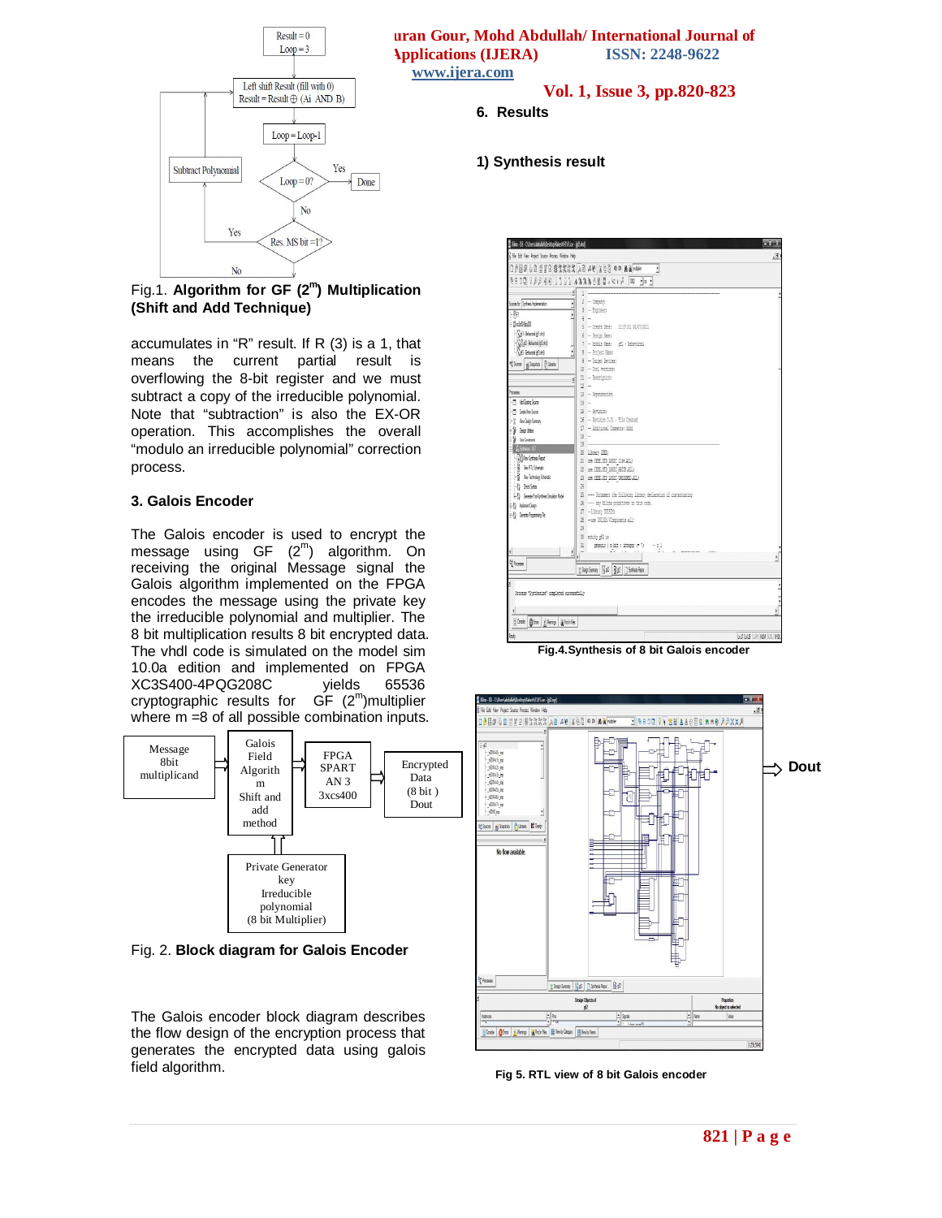Fig.1. **Algorithm for GF ($2^m$) Multiplication (Shift and Add Technique)**

accumulates in "R" result. If R (3) is a 1, that means the current partial result is overflowing the 8-bit register and we must subtract a copy of the irreducible polynomial. Note that "subtraction" is also the EX-OR operation. This accomplishes the overall "modulo an irreducible polynomial" correction process.

### 3. Galois Encoder

The Galois encoder is used to encrypt the message using GF ($2^m$) algorithm. On receiving the original Message signal the Galois algorithm implemented on the FPGA encodes the message using the private key the irreducible polynomial and multiplier. The 8 bit multiplication results 8 bit encrypted data. The vhdl code is simulated on the model sim 10.0a edition and implemented on FPGA XC3S400-4PQG208C yields 65536 cryptographic results for GF ($2^m$)multiplier where m =8 of all possible combination inputs.

Fig. 2. **Block diagram for Galois Encoder**

The Galois encoder block diagram describes the flow design of the encryption process that generates the encrypted data using galois field algorithm.

## 6. Results

### 1) Synthesis result

**Fig.4.Synthesis of 8 bit Galois encoder**

**Fig 5. RTL view of 8 bit Galois encoder**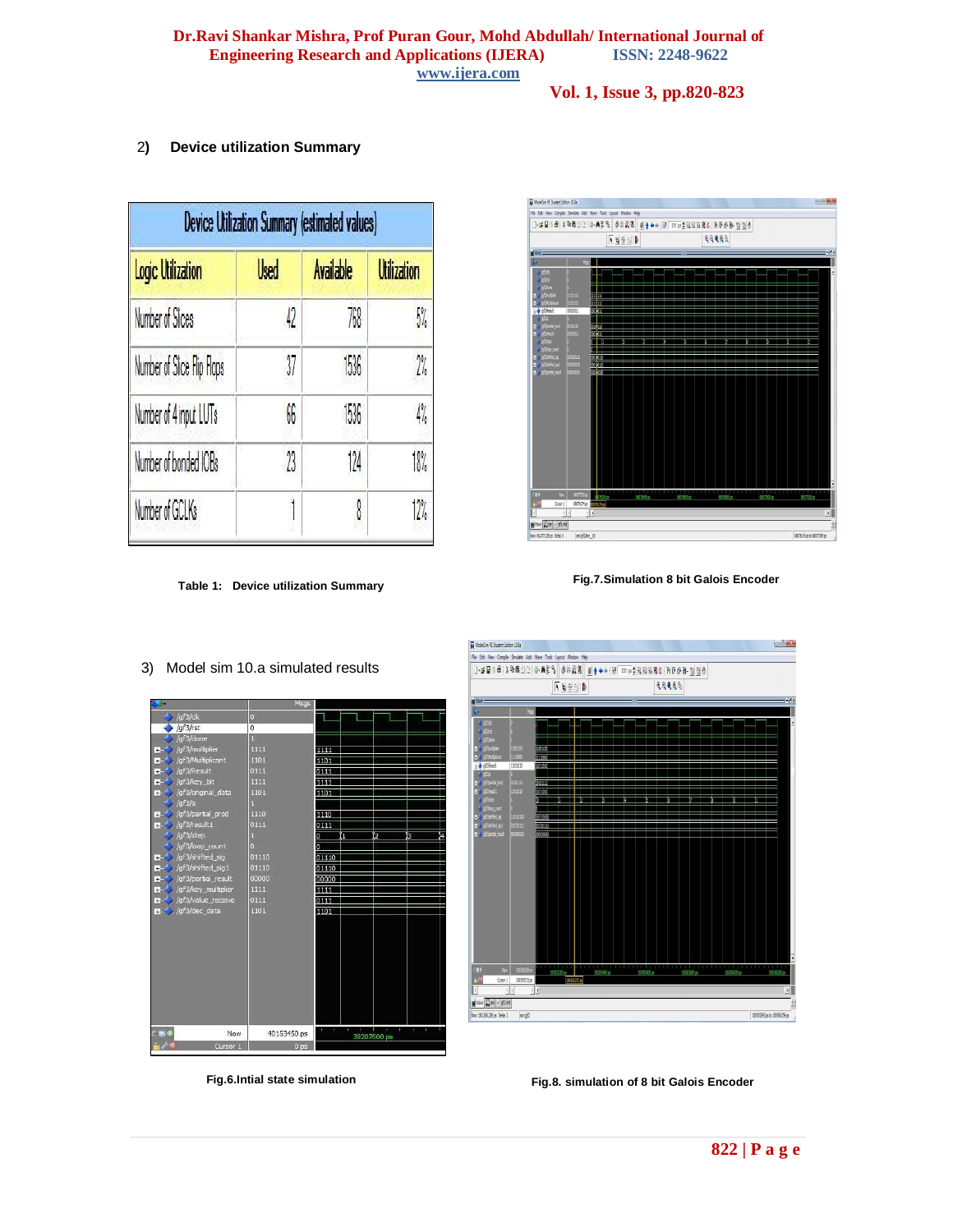2) **Device utilization Summary**

| Device Utilization Summary (estimated values) | | | |
|---|---|---|---|
| Logic Utilization | Used | Available | Utilization |
| Number of Slices | 42 | 768 | 5% |
| Number of Slice Flip Flops | 37 | 1536 | 2% |
| Number of 4 input LUTs | 66 | 1536 | 4% |
| Number of bonded IOBs | 23 | 124 | 18% |
| Number of GCLKs | 1 | 8 | 12% |

**Table 1: Device utilization Summary**

**Fig.7.Simulation 8 bit Galois Encoder**

3) Model sim 10.a simulated results

**Fig.6.Intial state simulation**

**Fig.8. simulation of 8 bit Galois Encoder**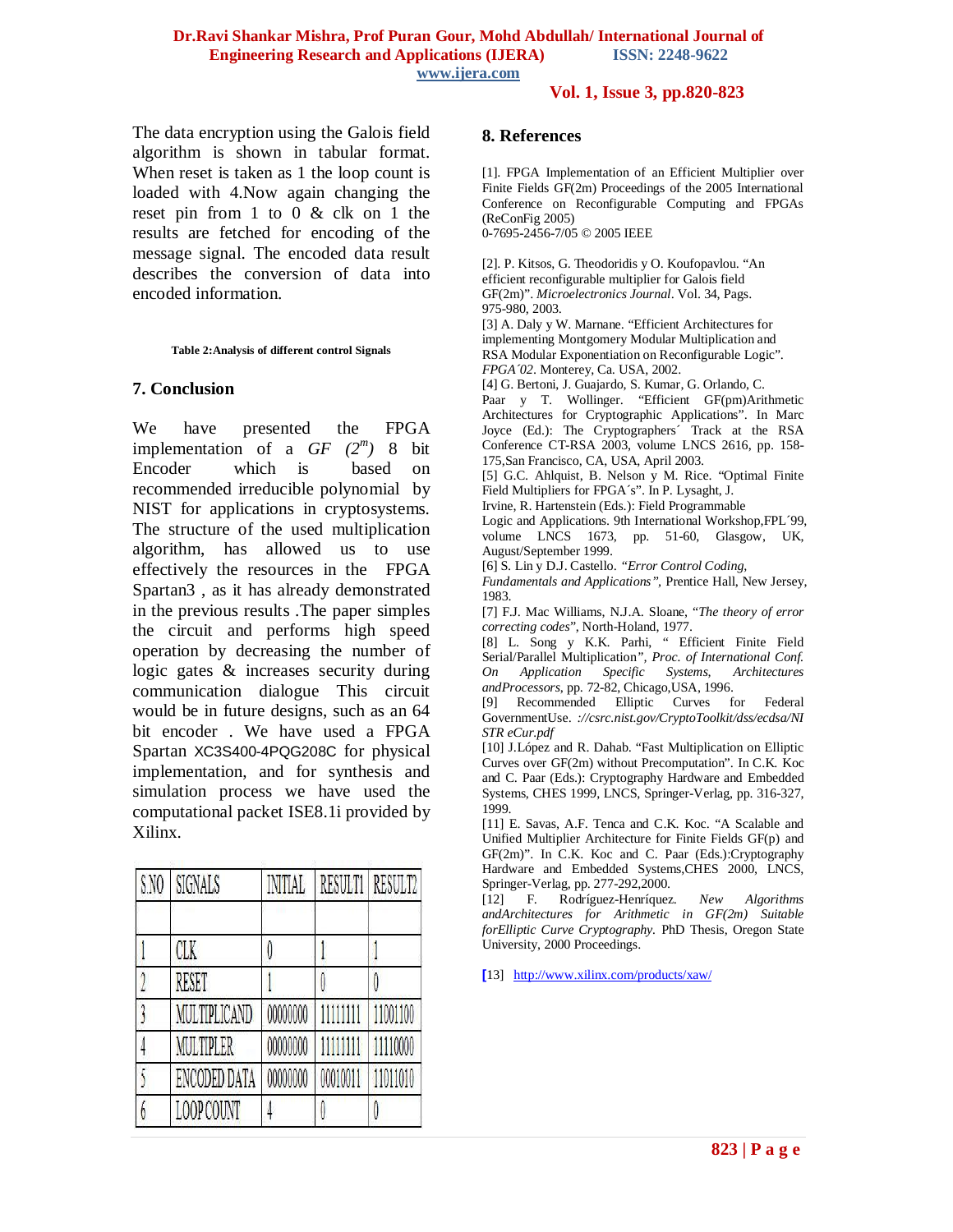The data encryption using the Galois field algorithm is shown in tabular format. When reset is taken as 1 the loop count is loaded with 4.Now again changing the reset pin from 1 to 0 & clk on 1 the results are fetched for encoding of the message signal. The encoded data result describes the conversion of data into encoded information.

**Table 2:Analysis of different control Signals**

| S.NO | SIGNALS | INITIAL | RESULT1 | RESULT2 |
|---|---|---|---|---|
| | | | | |
| 1 | CLK | 0 | 1 | 1 |
| 2 | RESET | 1 | 0 | 0 |
| 3 | MULTIPLICAND | 00000000 | 11111111 | 11001100 |
| 4 | MULTIPLER | 00000000 | 11111111 | 11110000 |
| 5 | ENCODED DATA | 00000000 | 00010011 | 11011010 |
| 6 | LOOP COUNT | 4 | 0 | 0 |

## 7. Conclusion

We have presented the FPGA implementation of a *GF* $(2^m)$ 8 bit Encoder which is based on recommended irreducible polynomial by NIST for applications in cryptosystems. The structure of the used multiplication algorithm, has allowed us to use effectively the resources in the FPGA Spartan3 , as it has already demonstrated in the previous results .The paper simples the circuit and performs high speed operation by decreasing the number of logic gates & increases security during communication dialogue This circuit would be in future designs, such as an 64 bit encoder . We have used a FPGA Spartan XC3S400-4PQG208C for physical implementation, and for synthesis and simulation process we have used the computational packet ISE8.1i provided by Xilinx.

## 8. References

[1]. FPGA Implementation of an Efficient Multiplier over Finite Fields GF(2m) Proceedings of the 2005 International Conference on Reconfigurable Computing and FPGAs (ReConFig 2005)
0-7695-2456-7/05 © 2005 IEEE

[2]. P. Kitsos, G. Theodoridis y O. Koufopavlou. "An efficient reconfigurable multiplier for Galois field GF(2m)". *Microelectronics Journal*. Vol. 34, Pags. 975-980, 2003.

[3] A. Daly y W. Marnane. "Efficient Architectures for implementing Montgomery Modular Multiplication and RSA Modular Exponentiation on Reconfigurable Logic". *FPGA´02*. Monterey, Ca. USA, 2002.

[4] G. Bertoni, J. Guajardo, S. Kumar, G. Orlando, C. Paar y T. Wollinger. "Efficient GF(pm)Arithmetic Architectures for Cryptographic Applications". In Marc Joyce (Ed.): The Cryptographers´ Track at the RSA Conference CT-RSA 2003, volume LNCS 2616, pp. 158-175,San Francisco, CA, USA, April 2003.

[5] G.C. Ahlquist, B. Nelson y M. Rice. "Optimal Finite Field Multipliers for FPGA´s". In P. Lysaght, J. Irvine, R. Hartenstein (Eds.): Field Programmable Logic and Applications. 9th International Workshop,FPL´99, volume LNCS 1673, pp. 51-60, Glasgow, UK, August/September 1999.

[6] S. Lin y D.J. Castello. *"Error Control Coding, Fundamentals and Applications"*, Prentice Hall, New Jersey, 1983.

[7] F.J. Mac Williams, N.J.A. Sloane, *"The theory of error correcting codes"*, North-Holand, 1977.

[8] L. Song y K.K. Parhi, " Efficient Finite Field Serial/Parallel Multiplication*", Proc. of International Conf. On Application Specific Systems, Architectures andProcessors*, pp. 72-82, Chicago,USA, 1996.

[9] Recommended Elliptic Curves for Federal GovernmentUse. *://csrc.nist.gov/CryptoToolkit/dss/ecdsa/NISTReCur.pdf*

[10] J.López and R. Dahab. "Fast Multiplication on Elliptic Curves over GF(2m) without Precomputation". In C.K. Koc and C. Paar (Eds.): Cryptography Hardware and Embedded Systems, CHES 1999, LNCS, Springer-Verlag, pp. 316-327, 1999.

[11] E. Savas, A.F. Tenca and C.K. Koc. "A Scalable and Unified Multiplier Architecture for Finite Fields GF(p) and GF(2m)". In C.K. Koc and C. Paar (Eds.):Cryptography Hardware and Embedded Systems,CHES 2000, LNCS, Springer-Verlag, pp. 277-292,2000.

[12] F. Rodríguez-Henríquez. *New Algorithms andArchitectures for Arithmetic in GF(2m) Suitable forElliptic Curve Cryptography*. PhD Thesis, Oregon State University, 2000 Proceedings.

[13] http://www.xilinx.com/products/xaw/